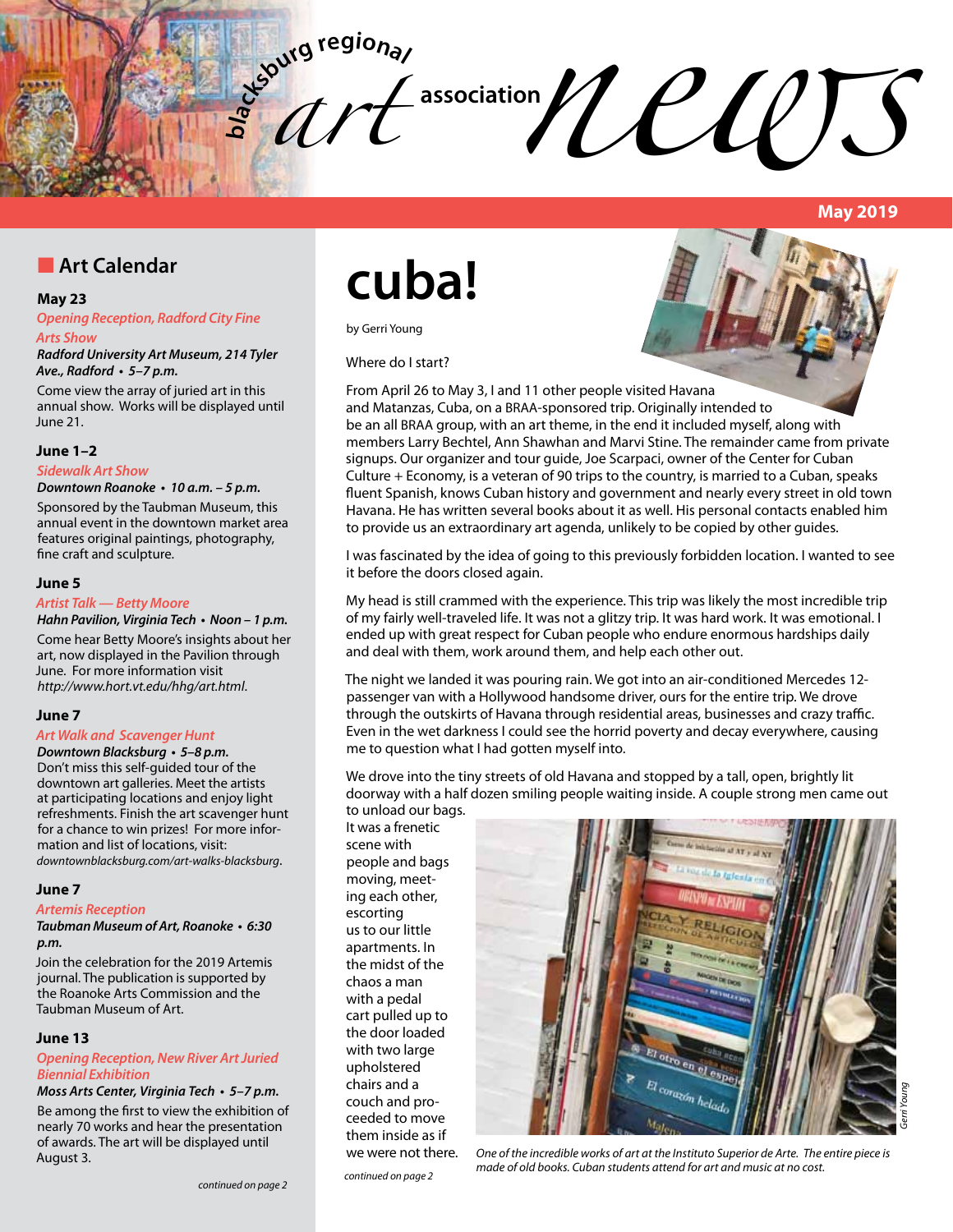# blacksburg regional art association news

**May 2019**

## Art Calendar

**May 23**

*Opening Reception, Radford City Fine Arts Show*

***Radford University Art Museum, 214 Tyler Ave., Radford • 5–7 p.m.***

Come view the array of juried art in this annual show. Works will be displayed until June 21.

**June 1–2**

*Sidewalk Art Show*

***Downtown Roanoke • 10 a.m. – 5 p.m.***

Sponsored by the Taubman Museum, this annual event in the downtown market area features original paintings, photography, fine craft and sculpture.

**June 5**

*Artist Talk — Betty Moore*

***Hahn Pavilion, Virginia Tech • Noon – 1 p.m.***

Come hear Betty Moore's insights about her art, now displayed in the Pavilion through June. For more information visit *http://www.hort.vt.edu/hhg/art.html*.

**June 7**

*Art Walk and Scavenger Hunt*

***Downtown Blacksburg • 5–8 p.m.***

Don't miss this self-guided tour of the downtown art galleries. Meet the artists at participating locations and enjoy light refreshments. Finish the art scavenger hunt for a chance to win prizes! For more information and list of locations, visit: *downtownblacksburg.com/art-walks-blacksburg*.

**June 7**

*Artemis Reception*

***Taubman Museum of Art, Roanoke • 6:30 p.m.***

Join the celebration for the 2019 Artemis journal. The publication is supported by the Roanoke Arts Commission and the Taubman Museum of Art.

**June 13**

*Opening Reception, New River Art Juried Biennial Exhibition*

***Moss Arts Center, Virginia Tech • 5–7 p.m.***

Be among the first to view the exhibition of nearly 70 works and hear the presentation of awards. The art will be displayed until August 3.

*continued on page 2*

# cuba!

by Gerri Young

Where do I start?

From April 26 to May 3, I and 11 other people visited Havana and Matanzas, Cuba, on a BRAA-sponsored trip. Originally intended to be an all BRAA group, with an art theme, in the end it included myself, along with members Larry Bechtel, Ann Shawhan and Marvi Stine. The remainder came from private signups. Our organizer and tour guide, Joe Scarpaci, owner of the Center for Cuban Culture + Economy, is a veteran of 90 trips to the country, is married to a Cuban, speaks fluent Spanish, knows Cuban history and government and nearly every street in old town Havana. He has written several books about it as well. His personal contacts enabled him to provide us an extraordinary art agenda, unlikely to be copied by other guides.

I was fascinated by the idea of going to this previously forbidden location. I wanted to see it before the doors closed again.

My head is still crammed with the experience. This trip was likely the most incredible trip of my fairly well-traveled life. It was not a glitzy trip. It was hard work. It was emotional. I ended up with great respect for Cuban people who endure enormous hardships daily and deal with them, work around them, and help each other out.

The night we landed it was pouring rain. We got into an air-conditioned Mercedes 12-passenger van with a Hollywood handsome driver, ours for the entire trip. We drove through the outskirts of Havana through residential areas, businesses and crazy traffic. Even in the wet darkness I could see the horrid poverty and decay everywhere, causing me to question what I had gotten myself into.

We drove into the tiny streets of old Havana and stopped by a tall, open, brightly lit doorway with a half dozen smiling people waiting inside. A couple strong men came out to unload our bags. It was a frenetic scene with people and bags moving, meeting each other, escorting us to our little apartments. In the midst of the chaos a man with a pedal cart pulled up to the door loaded with two large upholstered chairs and a couch and proceeded to move them inside as if we were not there.

*continued on page 2*

*One of the incredible works of art at the Instituto Superior de Arte. The entire piece is made of old books. Cuban students attend for art and music at no cost.*

*Gerri Young*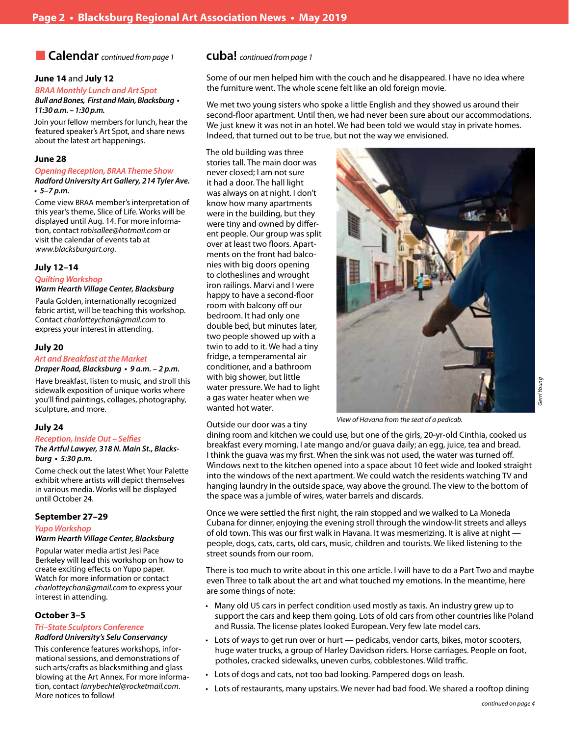## Calendar *continued from page 1*

### June 14 and July 12

*BRAA Monthly Lunch and Art Spot*

***Bull and Bones, First and Main, Blacksburg • 11:30 a.m. – 1:30 p.m.***

Join your fellow members for lunch, hear the featured speaker's Art Spot, and share news about the latest art happenings.

### June 28

*Opening Reception, BRAA Theme Show*

***Radford University Art Gallery, 214 Tyler Ave. • 5–7 p.m.***

Come view BRAA member's interpretation of this year's theme, Slice of Life. Works will be displayed until Aug. 14. For more information, contact *robisallee@hotmail.com* or visit the calendar of events tab at *www.blacksburgart.org*.

### July 12–14

*Quilting Workshop*

***Warm Hearth Village Center, Blacksburg***

Paula Golden, internationally recognized fabric artist, will be teaching this workshop. Contact *charlotteychan@gmail.com* to express your interest in attending.

### July 20

*Art and Breakfast at the Market*

***Draper Road, Blacksburg • 9 a.m. – 2 p.m.***

Have breakfast, listen to music, and stroll this sidewalk exposition of unique works where you'll find paintings, collages, photography, sculpture, and more.

### July 24

*Reception, Inside Out – Selfies*

***The Artful Lawyer, 318 N. Main St., Blacksburg • 5:30 p.m.***

Come check out the latest Whet Your Palette exhibit where artists will depict themselves in various media. Works will be displayed until October 24.

### September 27–29

*Yupo Workshop*

***Warm Hearth Village Center, Blacksburg***

Popular water media artist Jesi Pace Berkeley will lead this workshop on how to create exciting effects on Yupo paper. Watch for more information or contact *charlotteychan@gmail.com* to express your interest in attending.

### October 3–5

*Tri–State Sculptors Conference*

***Radford University's Selu Conservancy***

This conference features workshops, informational sessions, and demonstrations of such arts/crafts as blacksmithing and glass blowing at the Art Annex. For more information, contact *larrybechtel@rocketmail.com*.

More notices to follow!

## cuba! *continued from page 1*

Some of our men helped him with the couch and he disappeared. I have no idea where the furniture went. The whole scene felt like an old foreign movie.

We met two young sisters who spoke a little English and they showed us around their second-floor apartment. Until then, we had never been sure about our accommodations. We just knew it was not in an hotel. We had been told we would stay in private homes. Indeed, that turned out to be true, but not the way we envisioned.

The old building was three stories tall. The main door was never closed; I am not sure it had a door. The hall light was always on at night. I don't know how many apartments were in the building, but they were tiny and owned by different people. Our group was split over at least two floors. Apartments on the front had balconies with big doors opening to clotheslines and wrought iron railings. Marvi and I were happy to have a second-floor room with balcony off our bedroom. It had only one double bed, but minutes later, two people showed up with a twin to add to it. We had a tiny fridge, a temperamental air conditioner, and a bathroom with big shower, but little water pressure. We had to light a gas water heater when we wanted hot water.

*Gerri Young*

*View of Havana from the seat of a pedicab.*

Outside our door was a tiny dining room and kitchen we could use, but one of the girls, 20-yr-old Cinthia, cooked us breakfast every morning. I ate mango and/or guava daily; an egg, juice, tea and bread. I think the guava was my first. When the sink was not used, the water was turned off. Windows next to the kitchen opened into a space about 10 feet wide and looked straight into the windows of the next apartment. We could watch the residents watching TV and hanging laundry in the outside space, way above the ground. The view to the bottom of the space was a jumble of wires, water barrels and discards.

Once we were settled the first night, the rain stopped and we walked to La Moneda Cubana for dinner, enjoying the evening stroll through the window-lit streets and alleys of old town. This was our first walk in Havana. It was mesmerizing. It is alive at night — people, dogs, cats, carts, old cars, music, children and tourists. We liked listening to the street sounds from our room.

There is too much to write about in this one article. I will have to do a Part Two and maybe even Three to talk about the art and what touched my emotions. In the meantime, here are some things of note:

- Many old US cars in perfect condition used mostly as taxis. An industry grew up to support the cars and keep them going. Lots of old cars from other countries like Poland and Russia. The license plates looked European. Very few late model cars.
- Lots of ways to get run over or hurt — pedicabs, vendor carts, bikes, motor scooters, huge water trucks, a group of Harley Davidson riders. Horse carriages. People on foot, potholes, cracked sidewalks, uneven curbs, cobblestones. Wild traffic.
- Lots of dogs and cats, not too bad looking. Pampered dogs on leash.
- Lots of restaurants, many upstairs. We never had bad food. We shared a rooftop dining

*continued on page 4*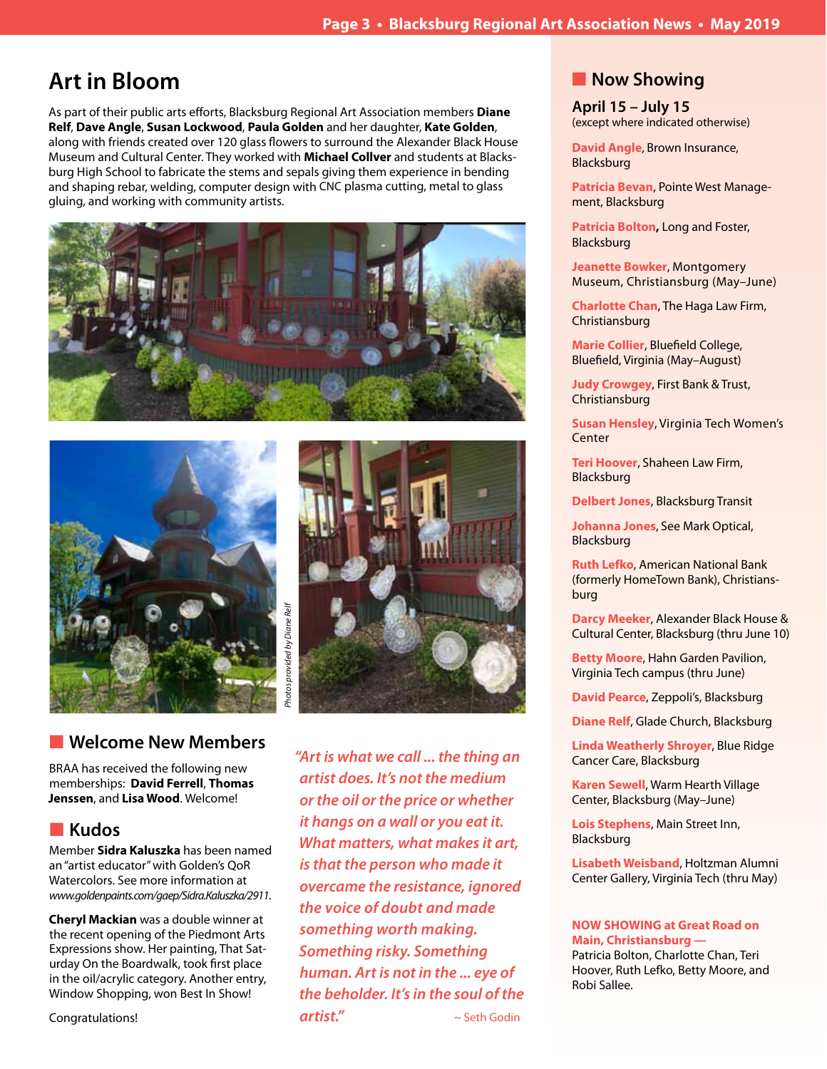## Art in Bloom

As part of their public arts efforts, Blacksburg Regional Art Association members **Diane Relf**, **Dave Angle**, **Susan Lockwood**, **Paula Golden** and her daughter, **Kate Golden**, along with friends created over 120 glass flowers to surround the Alexander Black House Museum and Cultural Center. They worked with **Michael Collver** and students at Blacksburg High School to fabricate the stems and sepals giving them experience in bending and shaping rebar, welding, computer design with CNC plasma cutting, metal to glass gluing, and working with community artists.

*Photos provided by Diane Relf*

## Welcome New Members

BRAA has received the following new memberships: **David Ferrell**, **Thomas Jenssen**, and **Lisa Wood**. Welcome!

## Kudos

Member **Sidra Kaluszka** has been named an "artist educator" with Golden's QoR Watercolors. See more information at *www.goldenpaints.com/gaep/Sidra.Kaluszka/2911*.

**Cheryl Mackian** was a double winner at the recent opening of the Piedmont Arts Expressions show. Her painting, That Saturday On the Boardwalk, took first place in the oil/acrylic category. Another entry, Window Shopping, won Best In Show!

Congratulations!

*"Art is what we call ... the thing an artist does. It's not the medium or the oil or the price or whether it hangs on a wall or you eat it. What matters, what makes it art, is that the person who made it overcame the resistance, ignored the voice of doubt and made something worth making. Something risky. Something human. Art is not in the ... eye of the beholder. It's in the soul of the artist."*

~ Seth Godin

## Now Showing

### April 15 – July 15

(except where indicated otherwise)

**David Angle**, Brown Insurance, Blacksburg

**Patricia Bevan**, Pointe West Management, Blacksburg

**Patricia Bolton**, Long and Foster, Blacksburg

**Jeanette Bowker**, Montgomery Museum, Christiansburg (May–June)

**Charlotte Chan**, The Haga Law Firm, Christiansburg

**Marie Collier**, Bluefield College, Bluefield, Virginia (May–August)

**Judy Crowgey**, First Bank & Trust, Christiansburg

**Susan Hensley**, Virginia Tech Women's Center

**Teri Hoover**, Shaheen Law Firm, Blacksburg

**Delbert Jones**, Blacksburg Transit

**Johanna Jones**, See Mark Optical, Blacksburg

**Ruth Lefko**, American National Bank (formerly HomeTown Bank), Christiansburg

**Darcy Meeker**, Alexander Black House & Cultural Center, Blacksburg (thru June 10)

**Betty Moore**, Hahn Garden Pavilion, Virginia Tech campus (thru June)

**David Pearce**, Zeppoli's, Blacksburg

**Diane Relf**, Glade Church, Blacksburg

**Linda Weatherly Shroyer**, Blue Ridge Cancer Care, Blacksburg

**Karen Sewell**, Warm Hearth Village Center, Blacksburg (May–June)

**Lois Stephens**, Main Street Inn, Blacksburg

**Lisabeth Weisband**, Holtzman Alumni Center Gallery, Virginia Tech (thru May)

**NOW SHOWING at Great Road on Main, Christiansburg —** Patricia Bolton, Charlotte Chan, Teri Hoover, Ruth Lefko, Betty Moore, and Robi Sallee.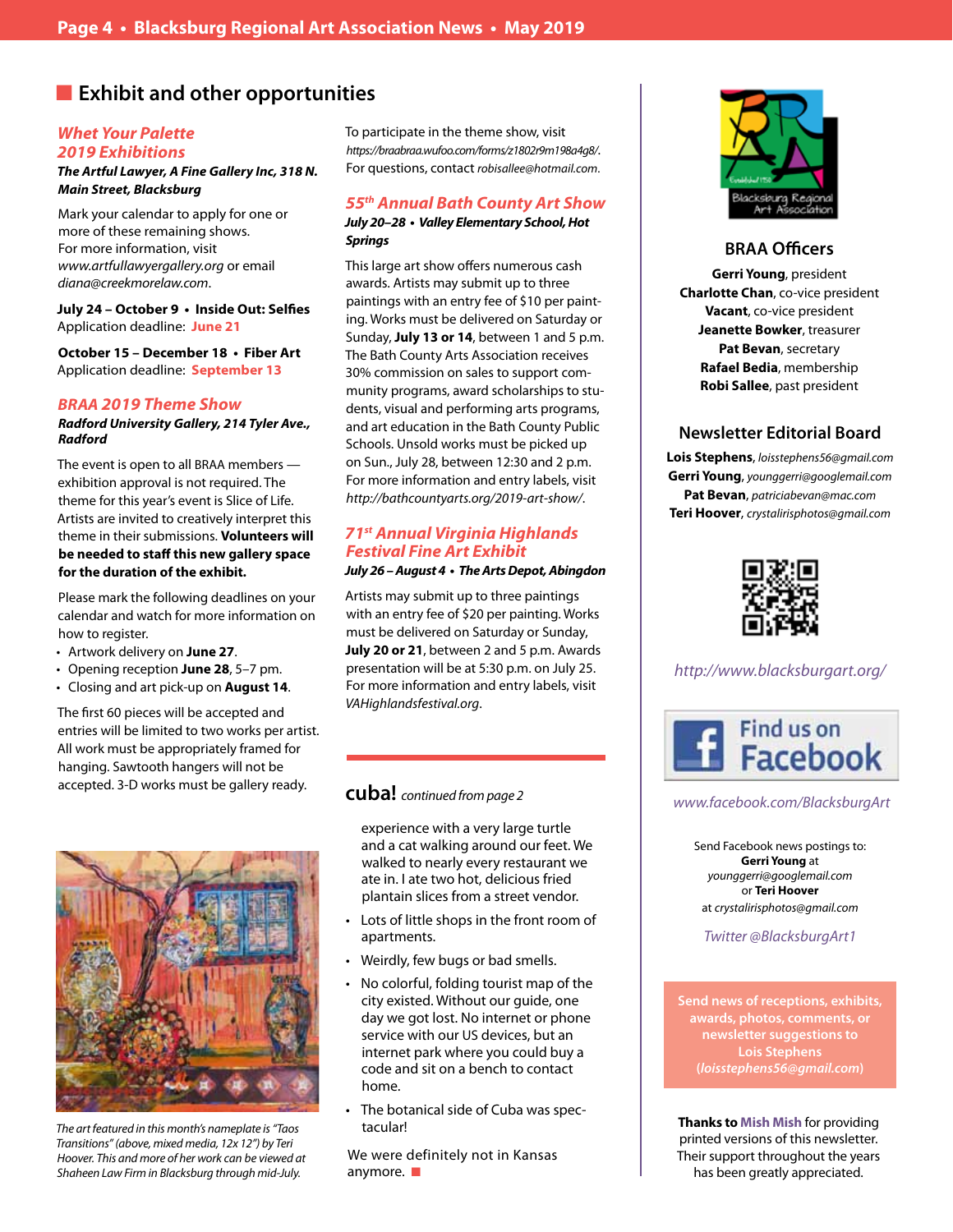## Exhibit and other opportunities

### *Whet Your Palette 2019 Exhibitions*

***The Artful Lawyer, A Fine Gallery Inc, 318 N. Main Street, Blacksburg***

Mark your calendar to apply for one or more of these remaining shows. For more information, visit *www.artfullawyergallery.org* or email *diana@creekmorelaw.com*.

**July 24 – October 9 • Inside Out: Selfies**
Application deadline: **June 21**

**October 15 – December 18 • Fiber Art**
Application deadline: **September 13**

### *BRAA 2019 Theme Show*

***Radford University Gallery, 214 Tyler Ave., Radford***

The event is open to all BRAA members — exhibition approval is not required. The theme for this year's event is Slice of Life. Artists are invited to creatively interpret this theme in their submissions. **Volunteers will be needed to staff this new gallery space for the duration of the exhibit.**

Please mark the following deadlines on your calendar and watch for more information on how to register.

- Artwork delivery on **June 27**.
- Opening reception **June 28**, 5–7 pm.
- Closing and art pick-up on **August 14**.

The first 60 pieces will be accepted and entries will be limited to two works per artist. All work must be appropriately framed for hanging. Sawtooth hangers will not be accepted. 3-D works must be gallery ready.

To participate in the theme show, visit *https://braabraa.wufoo.com/forms/z1802r9m198a4g8/*. For questions, contact *robisallee@hotmail.com*.

### *55th Annual Bath County Art Show*

***July 20–28 • Valley Elementary School, Hot Springs***

This large art show offers numerous cash awards. Artists may submit up to three paintings with an entry fee of $10 per painting. Works must be delivered on Saturday or Sunday, **July 13 or 14**, between 1 and 5 p.m. The Bath County Arts Association receives 30% commission on sales to support community programs, award scholarships to students, visual and performing arts programs, and art education in the Bath County Public Schools. Unsold works must be picked up on Sun., July 28, between 12:30 and 2 p.m. For more information and entry labels, visit *http://bathcountyarts.org/2019-art-show/*.

### *71st Annual Virginia Highlands Festival Fine Art Exhibit*

***July 26 – August 4 • The Arts Depot, Abingdon***

Artists may submit up to three paintings with an entry fee of $20 per painting. Works must be delivered on Saturday or Sunday, **July 20 or 21**, between 2 and 5 p.m. Awards presentation will be at 5:30 p.m. on July 25. For more information and entry labels, visit *VAHighlandsfestival.org*.

*The art featured in this month's nameplate is "Taos Transitions" (above, mixed media, 12x 12") by Teri Hoover. This and more of her work can be viewed at Shaheen Law Firm in Blacksburg through mid-July.*

## cuba! *continued from page 2*

experience with a very large turtle and a cat walking around our feet. We walked to nearly every restaurant we ate in. I ate two hot, delicious fried plantain slices from a street vendor.

- Lots of little shops in the front room of apartments.
- Weirdly, few bugs or bad smells.
- No colorful, folding tourist map of the city existed. Without our guide, one day we got lost. No internet or phone service with our US devices, but an internet park where you could buy a code and sit on a bench to contact home.
- The botanical side of Cuba was spectacular!

We were definitely not in Kansas anymore.

---

Blacksburg Regional Art Association

### BRAA Officers

**Gerri Young**, president
**Charlotte Chan**, co-vice president
**Vacant**, co-vice president
**Jeanette Bowker**, treasurer
**Pat Bevan**, secretary
**Rafael Bedia**, membership
**Robi Sallee**, past president

### Newsletter Editorial Board

**Lois Stephens**, *loisstephens56@gmail.com*
**Gerri Young**, *younggerri@googlemail.com*
**Pat Bevan**, *patriciabevan@mac.com*
**Teri Hoover**, *crystalirisphotos@gmail.com*

*http://www.blacksburgart.org/*

Find us on Facebook

*www.facebook.com/BlacksburgArt*

Send Facebook news postings to:
**Gerri Young** at
*younggerri@googlemail.com*
or **Teri Hoover**
at *crystalirisphotos@gmail.com*

*Twitter @BlacksburgArt1*

**Send news of receptions, exhibits, awards, photos, comments, or newsletter suggestions to Lois Stephens (*loisstephens56@gmail.com*)**

**Thanks to Mish Mish** for providing printed versions of this newsletter. Their support throughout the years has been greatly appreciated.